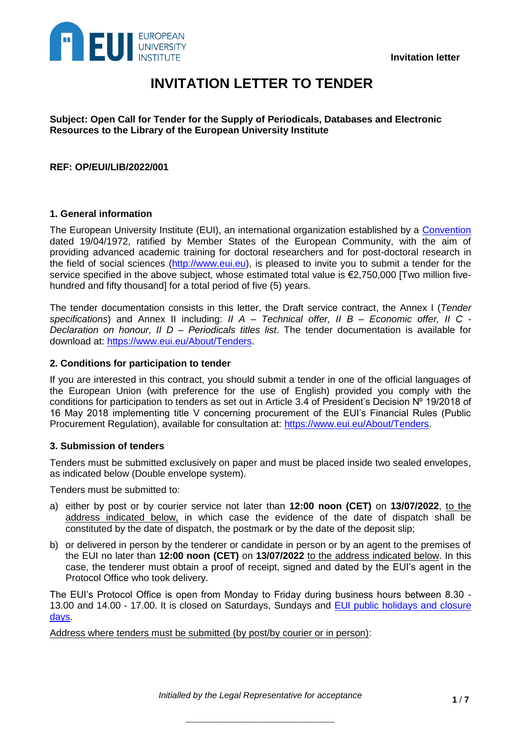Invitation letter

# INVITATION LETTER TO TENDER

**Subject: Open Call for Tender for the Supply of Periodicals, Databases and Electronic Resources to the Library of the European University Institute**

**REF: OP/EUI/LIB/2022/001**

### 1. General information

The European University Institute (EUI), an international organization established by a Convention dated 19/04/1972, ratified by Member States of the European Community, with the aim of providing advanced academic training for doctoral researchers and for post-doctoral research in the field of social sciences (http://www.eui.eu), is pleased to invite you to submit a tender for the service specified in the above subject, whose estimated total value is €2,750,000 [Two million five-hundred and fifty thousand] for a total period of five (5) years.

The tender documentation consists in this letter, the Draft service contract, the Annex I (*Tender specifications*) and Annex II including: *II A – Technical offer, II B – Economic offer, II C - Declaration on honour, II D – Periodicals titles list*. The tender documentation is available for download at: https://www.eui.eu/About/Tenders.

### 2. Conditions for participation to tender

If you are interested in this contract, you should submit a tender in one of the official languages of the European Union (with preference for the use of English) provided you comply with the conditions for participation to tenders as set out in Article 3.4 of President's Decision Nº 19/2018 of 16 May 2018 implementing title V concerning procurement of the EUI's Financial Rules (Public Procurement Regulation), available for consultation at: https://www.eui.eu/About/Tenders.

### 3. Submission of tenders

Tenders must be submitted exclusively on paper and must be placed inside two sealed envelopes, as indicated below (Double envelope system).

Tenders must be submitted to:

a) either by post or by courier service not later than **12:00 noon (CET)** on **13/07/2022**, to the address indicated below, in which case the evidence of the date of dispatch shall be constituted by the date of dispatch, the postmark or by the date of the deposit slip;

b) or delivered in person by the tenderer or candidate in person or by an agent to the premises of the EUI no later than **12:00 noon (CET)** on **13/07/2022** to the address indicated below. In this case, the tenderer must obtain a proof of receipt, signed and dated by the EUI's agent in the Protocol Office who took delivery.

The EUI's Protocol Office is open from Monday to Friday during business hours between 8.30 - 13.00 and 14.00 - 17.00. It is closed on Saturdays, Sundays and EUI public holidays and closure days.

Address where tenders must be submitted (by post/by courier or in person):

*Initialled by the Legal Representative for acceptance*

\_\_\_\_\_\_\_\_\_\_\_\_\_\_\_\_\_\_\_\_\_\_\_\_\_\_\_\_\_\_\_\_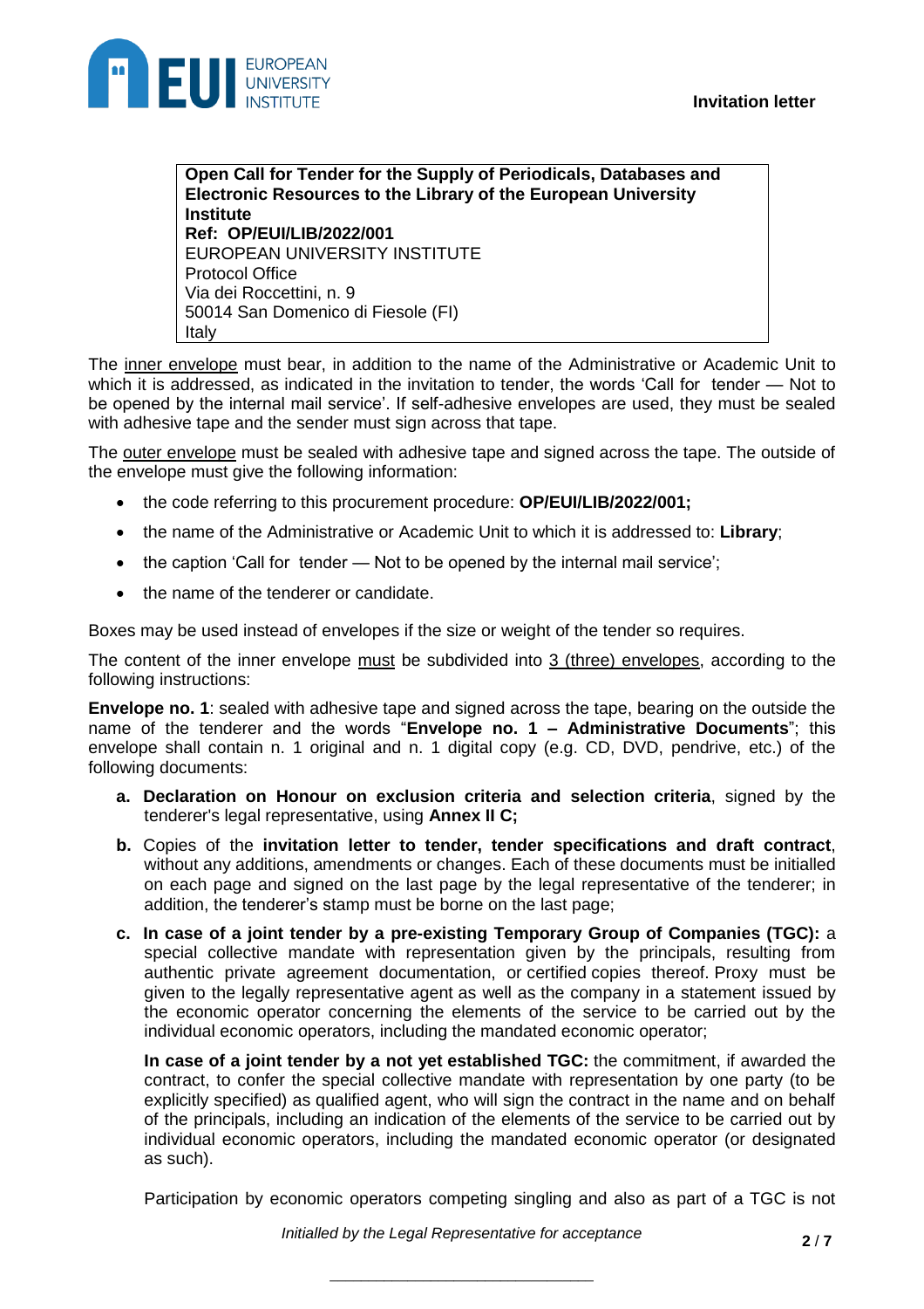> **Open Call for Tender for the Supply of Periodicals, Databases and Electronic Resources to the Library of the European University Institute**
> **Ref: OP/EUI/LIB/2022/001**
> EUROPEAN UNIVERSITY INSTITUTE
> Protocol Office
> Via dei Roccettini, n. 9
> 50014 San Domenico di Fiesole (FI)
> Italy

The inner envelope must bear, in addition to the name of the Administrative or Academic Unit to which it is addressed, as indicated in the invitation to tender, the words 'Call for tender — Not to be opened by the internal mail service'. If self-adhesive envelopes are used, they must be sealed with adhesive tape and the sender must sign across that tape.

The outer envelope must be sealed with adhesive tape and signed across the tape. The outside of the envelope must give the following information:

- the code referring to this procurement procedure: **OP/EUI/LIB/2022/001;**
- the name of the Administrative or Academic Unit to which it is addressed to: **Library**;
- the caption 'Call for tender — Not to be opened by the internal mail service';
- the name of the tenderer or candidate.

Boxes may be used instead of envelopes if the size or weight of the tender so requires.

The content of the inner envelope must be subdivided into 3 (three) envelopes, according to the following instructions:

**Envelope no. 1**: sealed with adhesive tape and signed across the tape, bearing on the outside the name of the tenderer and the words "**Envelope no. 1 – Administrative Documents**"; this envelope shall contain n. 1 original and n. 1 digital copy (e.g. CD, DVD, pendrive, etc.) of the following documents:

a. **Declaration on Honour on exclusion criteria and selection criteria**, signed by the tenderer's legal representative, using **Annex II C;**

b. Copies of the **invitation letter to tender, tender specifications and draft contract**, without any additions, amendments or changes. Each of these documents must be initialled on each page and signed on the last page by the legal representative of the tenderer; in addition, the tenderer's stamp must be borne on the last page;

c. **In case of a joint tender by a pre-existing Temporary Group of Companies (TGC):** a special collective mandate with representation given by the principals, resulting from authentic private agreement documentation, or certified copies thereof. Proxy must be given to the legally representative agent as well as the company in a statement issued by the economic operator concerning the elements of the service to be carried out by the individual economic operators, including the mandated economic operator;

   **In case of a joint tender by a not yet established TGC:** the commitment, if awarded the contract, to confer the special collective mandate with representation by one party (to be explicitly specified) as qualified agent, who will sign the contract in the name and on behalf of the principals, including an indication of the elements of the service to be carried out by individual economic operators, including the mandated economic operator (or designated as such).

   Participation by economic operators competing singling and also as part of a TGC is not

*Initialled by the Legal Representative for acceptance*

\_\_\_\_\_\_\_\_\_\_\_\_\_\_\_\_\_\_\_\_\_\_\_\_\_\_\_\_\_\_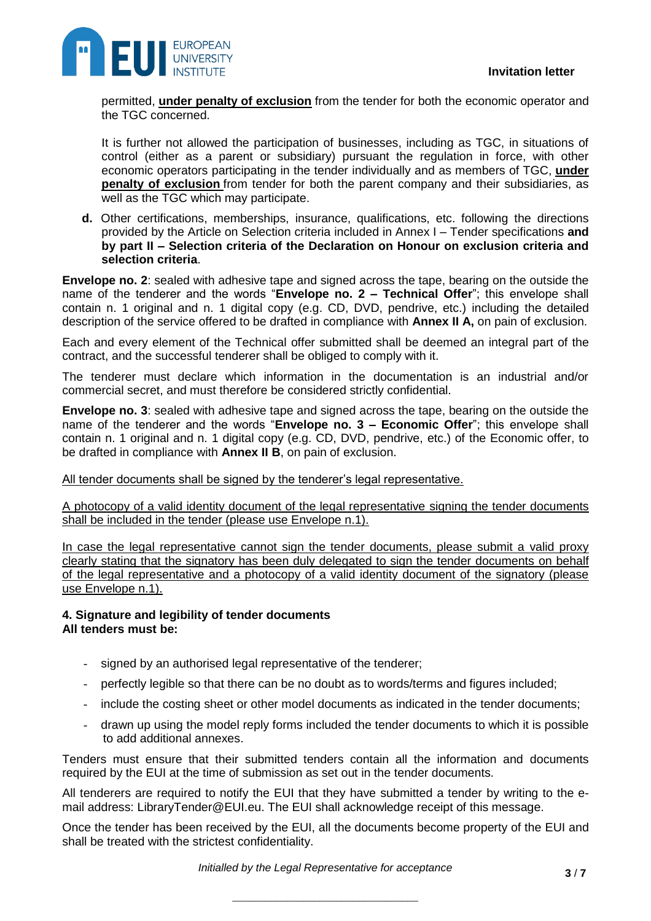permitted, **under penalty of exclusion** from the tender for both the economic operator and the TGC concerned.

It is further not allowed the participation of businesses, including as TGC, in situations of control (either as a parent or subsidiary) pursuant the regulation in force, with other economic operators participating in the tender individually and as members of TGC, **under penalty of exclusion** from tender for both the parent company and their subsidiaries, as well as the TGC which may participate.

**d.** Other certifications, memberships, insurance, qualifications, etc. following the directions provided by the Article on Selection criteria included in Annex I – Tender specifications **and by part II – Selection criteria of the Declaration on Honour on exclusion criteria and selection criteria**.

**Envelope no. 2**: sealed with adhesive tape and signed across the tape, bearing on the outside the name of the tenderer and the words "**Envelope no. 2 – Technical Offer**"; this envelope shall contain n. 1 original and n. 1 digital copy (e.g. CD, DVD, pendrive, etc.) including the detailed description of the service offered to be drafted in compliance with **Annex II A,** on pain of exclusion.

Each and every element of the Technical offer submitted shall be deemed an integral part of the contract, and the successful tenderer shall be obliged to comply with it.

The tenderer must declare which information in the documentation is an industrial and/or commercial secret, and must therefore be considered strictly confidential.

**Envelope no. 3**: sealed with adhesive tape and signed across the tape, bearing on the outside the name of the tenderer and the words "**Envelope no. 3 – Economic Offer**"; this envelope shall contain n. 1 original and n. 1 digital copy (e.g. CD, DVD, pendrive, etc.) of the Economic offer, to be drafted in compliance with **Annex II B**, on pain of exclusion.

<u>All tender documents shall be signed by the tenderer's legal representative.</u>

<u>A photocopy of a valid identity document of the legal representative signing the tender documents shall be included in the tender (please use Envelope n.1).</u>

<u>In case the legal representative cannot sign the tender documents, please submit a valid proxy clearly stating that the signatory has been duly delegated to sign the tender documents on behalf of the legal representative and a photocopy of a valid identity document of the signatory (please use Envelope n.1).</u>

**4. Signature and legibility of tender documents**
**All tenders must be:**

- signed by an authorised legal representative of the tenderer;
- perfectly legible so that there can be no doubt as to words/terms and figures included;
- include the costing sheet or other model documents as indicated in the tender documents;
- drawn up using the model reply forms included the tender documents to which it is possible to add additional annexes.

Tenders must ensure that their submitted tenders contain all the information and documents required by the EUI at the time of submission as set out in the tender documents.

All tenderers are required to notify the EUI that they have submitted a tender by writing to the e-mail address: LibraryTender@EUI.eu. The EUI shall acknowledge receipt of this message.

Once the tender has been received by the EUI, all the documents become property of the EUI and shall be treated with the strictest confidentiality.

*Initialled by the Legal Representative for acceptance*

\_\_\_\_\_\_\_\_\_\_\_\_\_\_\_\_\_\_\_\_\_\_\_\_\_\_\_\_\_\_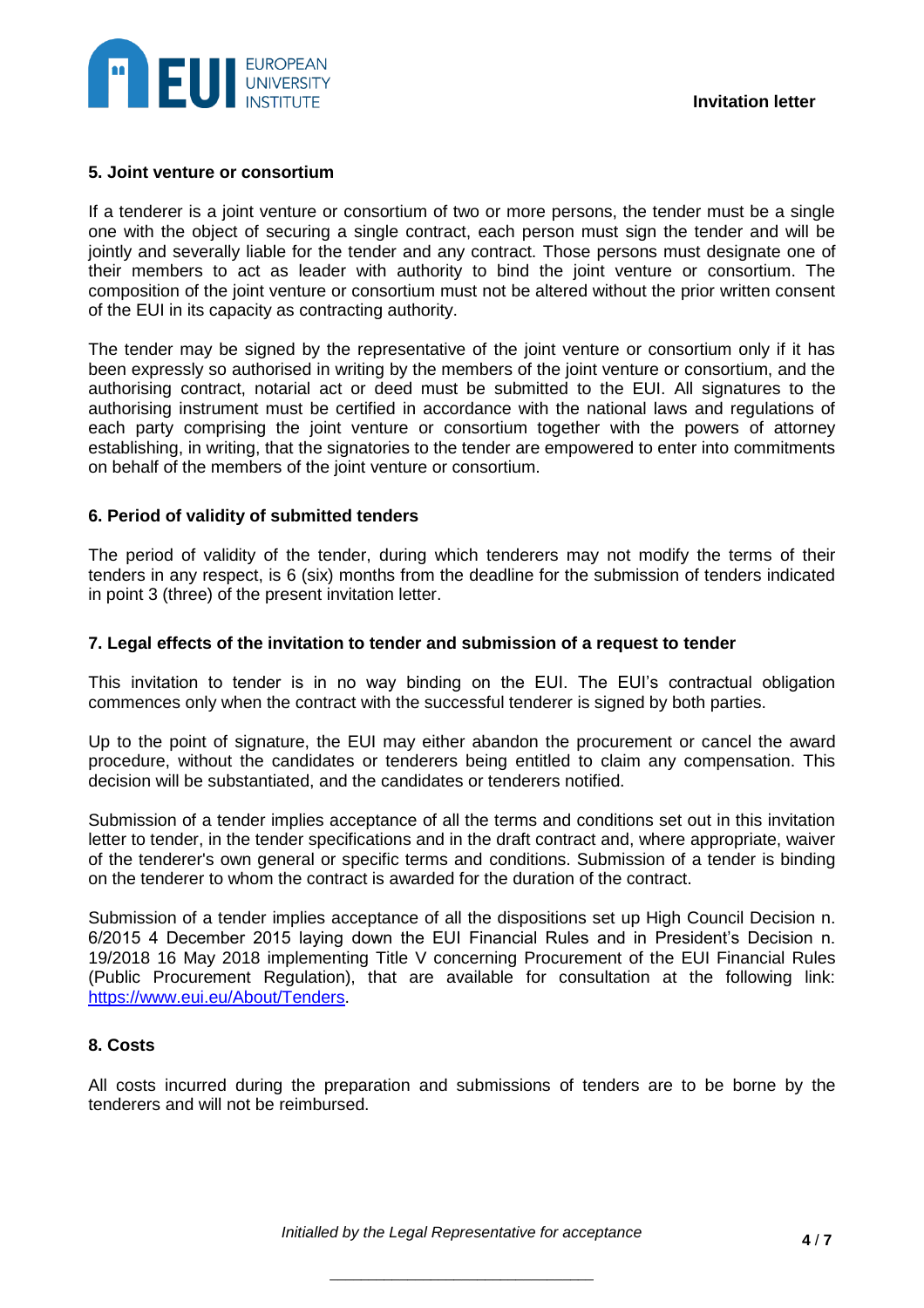## 5. Joint venture or consortium

If a tenderer is a joint venture or consortium of two or more persons, the tender must be a single one with the object of securing a single contract, each person must sign the tender and will be jointly and severally liable for the tender and any contract. Those persons must designate one of their members to act as leader with authority to bind the joint venture or consortium. The composition of the joint venture or consortium must not be altered without the prior written consent of the EUI in its capacity as contracting authority.

The tender may be signed by the representative of the joint venture or consortium only if it has been expressly so authorised in writing by the members of the joint venture or consortium, and the authorising contract, notarial act or deed must be submitted to the EUI. All signatures to the authorising instrument must be certified in accordance with the national laws and regulations of each party comprising the joint venture or consortium together with the powers of attorney establishing, in writing, that the signatories to the tender are empowered to enter into commitments on behalf of the members of the joint venture or consortium.

## 6. Period of validity of submitted tenders

The period of validity of the tender, during which tenderers may not modify the terms of their tenders in any respect, is 6 (six) months from the deadline for the submission of tenders indicated in point 3 (three) of the present invitation letter.

## 7. Legal effects of the invitation to tender and submission of a request to tender

This invitation to tender is in no way binding on the EUI. The EUI's contractual obligation commences only when the contract with the successful tenderer is signed by both parties.

Up to the point of signature, the EUI may either abandon the procurement or cancel the award procedure, without the candidates or tenderers being entitled to claim any compensation. This decision will be substantiated, and the candidates or tenderers notified.

Submission of a tender implies acceptance of all the terms and conditions set out in this invitation letter to tender, in the tender specifications and in the draft contract and, where appropriate, waiver of the tenderer's own general or specific terms and conditions. Submission of a tender is binding on the tenderer to whom the contract is awarded for the duration of the contract.

Submission of a tender implies acceptance of all the dispositions set up High Council Decision n. 6/2015 4 December 2015 laying down the EUI Financial Rules and in President's Decision n. 19/2018 16 May 2018 implementing Title V concerning Procurement of the EUI Financial Rules (Public Procurement Regulation), that are available for consultation at the following link: [https://www.eui.eu/About/Tenders](https://www.eui.eu/About/Tenders).

## 8. Costs

All costs incurred during the preparation and submissions of tenders are to be borne by the tenderers and will not be reimbursed.

*Initialled by the Legal Representative for acceptance*

_______________________________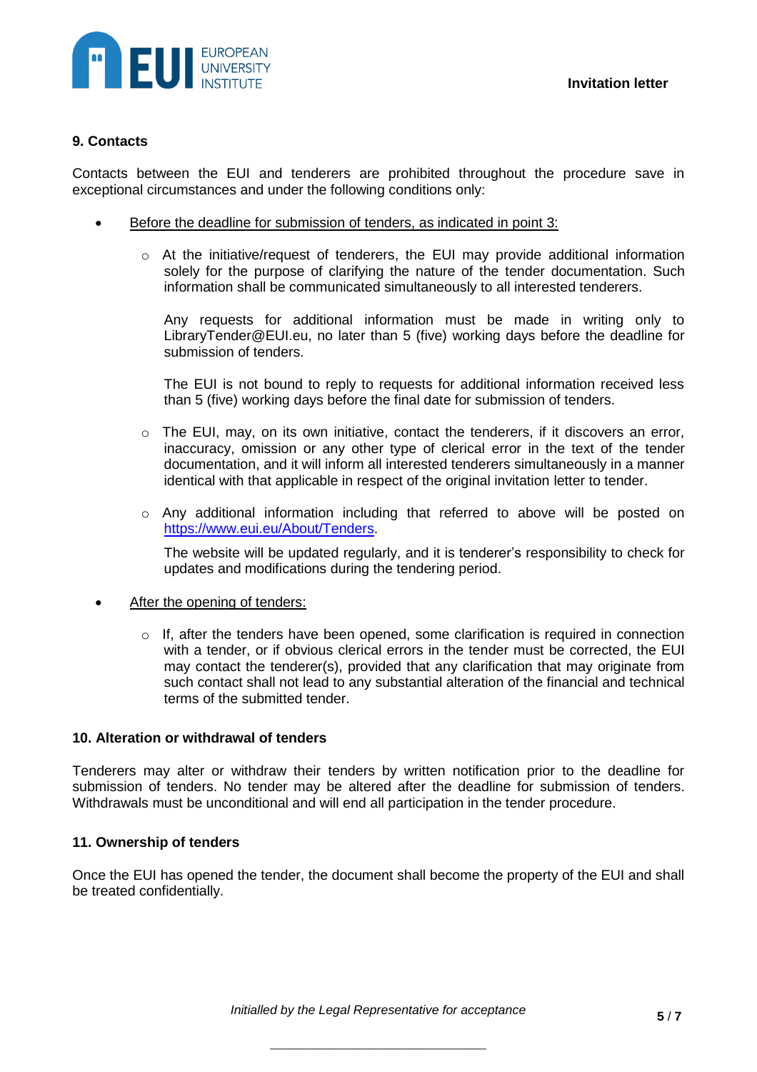## 9. Contacts

Contacts between the EUI and tenderers are prohibited throughout the procedure save in exceptional circumstances and under the following conditions only:

- Before the deadline for submission of tenders, as indicated in point 3:
    - At the initiative/request of tenderers, the EUI may provide additional information solely for the purpose of clarifying the nature of the tender documentation. Such information shall be communicated simultaneously to all interested tenderers.

      Any requests for additional information must be made in writing only to LibraryTender@EUI.eu, no later than 5 (five) working days before the deadline for submission of tenders.

      The EUI is not bound to reply to requests for additional information received less than 5 (five) working days before the final date for submission of tenders.

    - The EUI, may, on its own initiative, contact the tenderers, if it discovers an error, inaccuracy, omission or any other type of clerical error in the text of the tender documentation, and it will inform all interested tenderers simultaneously in a manner identical with that applicable in respect of the original invitation letter to tender.

    - Any additional information including that referred to above will be posted on https://www.eui.eu/About/Tenders.

      The website will be updated regularly, and it is tenderer's responsibility to check for updates and modifications during the tendering period.

- After the opening of tenders:
    - If, after the tenders have been opened, some clarification is required in connection with a tender, or if obvious clerical errors in the tender must be corrected, the EUI may contact the tenderer(s), provided that any clarification that may originate from such contact shall not lead to any substantial alteration of the financial and technical terms of the submitted tender.

## 10. Alteration or withdrawal of tenders

Tenderers may alter or withdraw their tenders by written notification prior to the deadline for submission of tenders. No tender may be altered after the deadline for submission of tenders. Withdrawals must be unconditional and will end all participation in the tender procedure.

## 11. Ownership of tenders

Once the EUI has opened the tender, the document shall become the property of the EUI and shall be treated confidentially.

*Initialled by the Legal Representative for acceptance*

\_\_\_\_\_\_\_\_\_\_\_\_\_\_\_\_\_\_\_\_\_\_\_\_\_\_\_\_\_\_\_\_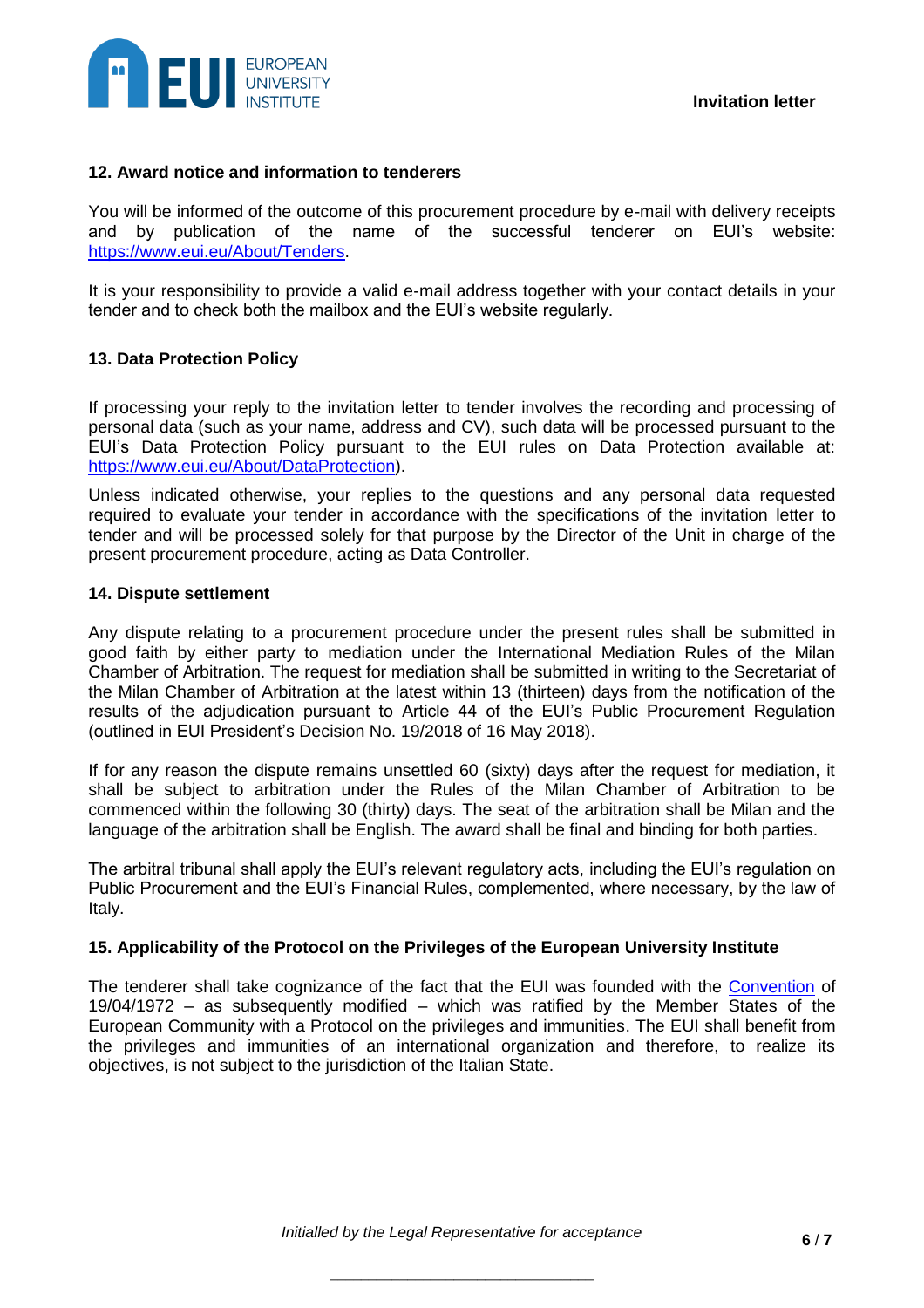### 12. Award notice and information to tenderers

You will be informed of the outcome of this procurement procedure by e-mail with delivery receipts and by publication of the name of the successful tenderer on EUI's website: [https://www.eui.eu/About/Tenders](https://www.eui.eu/About/Tenders).

It is your responsibility to provide a valid e-mail address together with your contact details in your tender and to check both the mailbox and the EUI's website regularly.

### 13. Data Protection Policy

If processing your reply to the invitation letter to tender involves the recording and processing of personal data (such as your name, address and CV), such data will be processed pursuant to the EUI's Data Protection Policy pursuant to the EUI rules on Data Protection available at: [https://www.eui.eu/About/DataProtection](https://www.eui.eu/About/DataProtection)).

Unless indicated otherwise, your replies to the questions and any personal data requested required to evaluate your tender in accordance with the specifications of the invitation letter to tender and will be processed solely for that purpose by the Director of the Unit in charge of the present procurement procedure, acting as Data Controller.

### 14. Dispute settlement

Any dispute relating to a procurement procedure under the present rules shall be submitted in good faith by either party to mediation under the International Mediation Rules of the Milan Chamber of Arbitration. The request for mediation shall be submitted in writing to the Secretariat of the Milan Chamber of Arbitration at the latest within 13 (thirteen) days from the notification of the results of the adjudication pursuant to Article 44 of the EUI's Public Procurement Regulation (outlined in EUI President's Decision No. 19/2018 of 16 May 2018).

If for any reason the dispute remains unsettled 60 (sixty) days after the request for mediation, it shall be subject to arbitration under the Rules of the Milan Chamber of Arbitration to be commenced within the following 30 (thirty) days. The seat of the arbitration shall be Milan and the language of the arbitration shall be English. The award shall be final and binding for both parties.

The arbitral tribunal shall apply the EUI's relevant regulatory acts, including the EUI's regulation on Public Procurement and the EUI's Financial Rules, complemented, where necessary, by the law of Italy.

### 15. Applicability of the Protocol on the Privileges of the European University Institute

The tenderer shall take cognizance of the fact that the EUI was founded with the Convention of 19/04/1972 – as subsequently modified – which was ratified by the Member States of the European Community with a Protocol on the privileges and immunities. The EUI shall benefit from the privileges and immunities of an international organization and therefore, to realize its objectives, is not subject to the jurisdiction of the Italian State.

*Initialled by the Legal Representative for acceptance*

_______________________________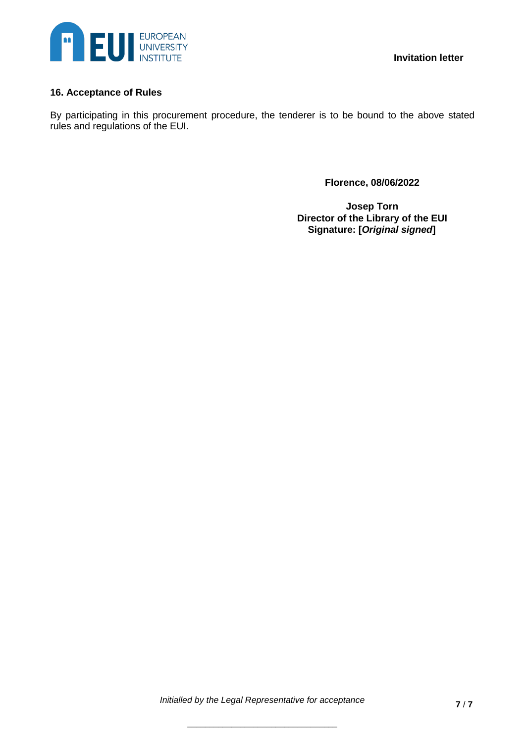## 16. Acceptance of Rules

By participating in this procurement procedure, the tenderer is to be bound to the above stated rules and regulations of the EUI.

**Florence, 08/06/2022**

**Josep Torn**
**Director of the Library of the EUI**
**Signature: [*Original signed*]**

*Initialled by the Legal Representative for acceptance*

_______________________________